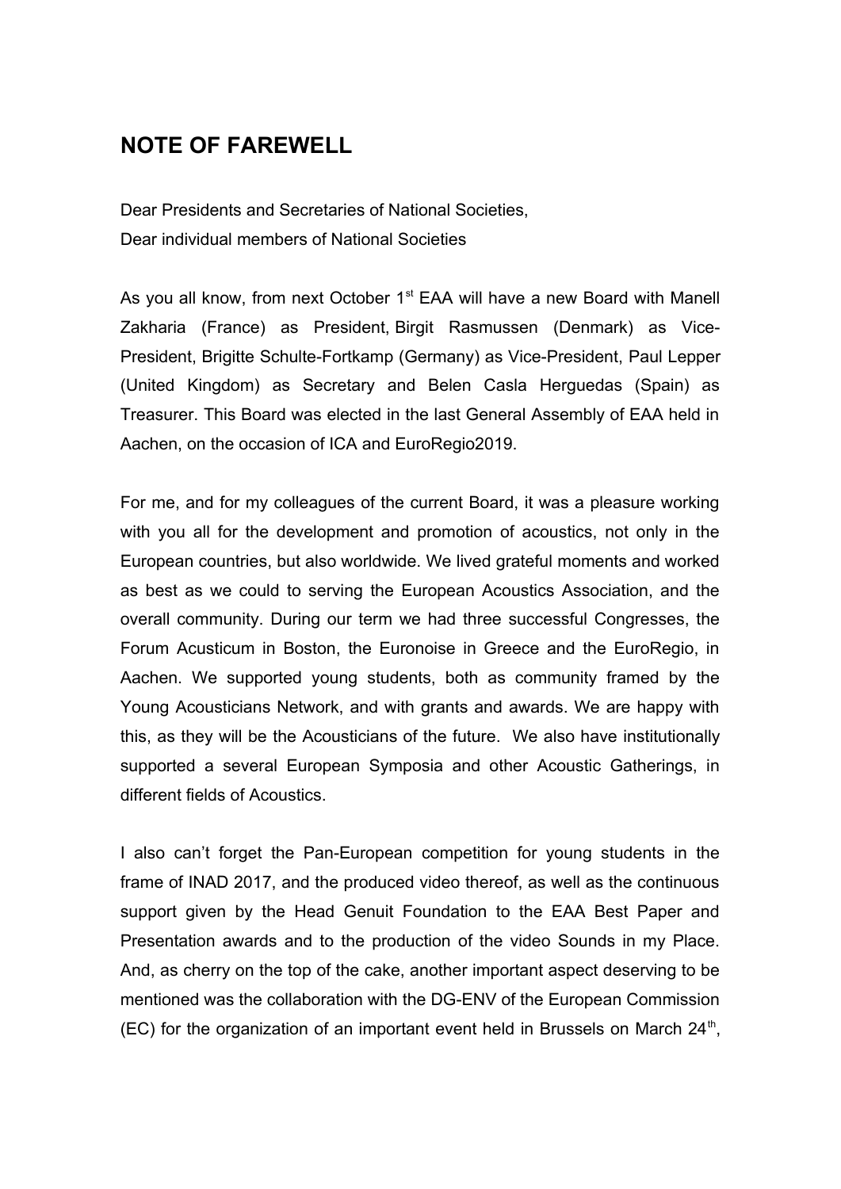## NOTE OF FAREWELL

Dear Presidents and Secretaries of National Societies,
Dear individual members of National Societies

As you all know, from next October 1st EAA will have a new Board with Manell Zakharia (France) as President, Birgit Rasmussen (Denmark) as Vice-President, Brigitte Schulte-Fortkamp (Germany) as Vice-President, Paul Lepper (United Kingdom) as Secretary and Belen Casla Herguedas (Spain) as Treasurer. This Board was elected in the last General Assembly of EAA held in Aachen, on the occasion of ICA and EuroRegio2019.

For me, and for my colleagues of the current Board, it was a pleasure working with you all for the development and promotion of acoustics, not only in the European countries, but also worldwide. We lived grateful moments and worked as best as we could to serving the European Acoustics Association, and the overall community. During our term we had three successful Congresses, the Forum Acusticum in Boston, the Euronoise in Greece and the EuroRegio, in Aachen. We supported young students, both as community framed by the Young Acousticians Network, and with grants and awards. We are happy with this, as they will be the Acousticians of the future. We also have institutionally supported a several European Symposia and other Acoustic Gatherings, in different fields of Acoustics.

I also can't forget the Pan-European competition for young students in the frame of INAD 2017, and the produced video thereof, as well as the continuous support given by the Head Genuit Foundation to the EAA Best Paper and Presentation awards and to the production of the video Sounds in my Place. And, as cherry on the top of the cake, another important aspect deserving to be mentioned was the collaboration with the DG-ENV of the European Commission (EC) for the organization of an important event held in Brussels on March 24th,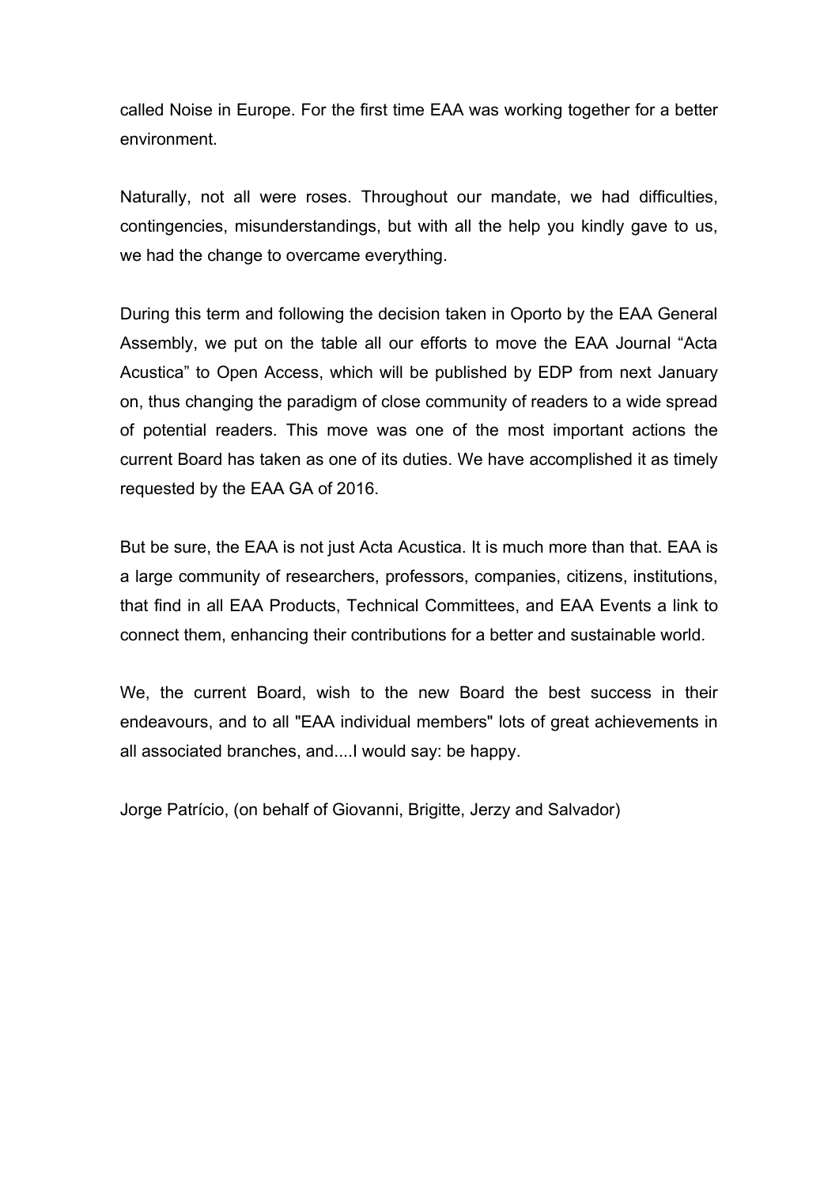called Noise in Europe. For the first time EAA was working together for a better environment.

Naturally, not all were roses. Throughout our mandate, we had difficulties, contingencies, misunderstandings, but with all the help you kindly gave to us, we had the change to overcame everything.

During this term and following the decision taken in Oporto by the EAA General Assembly, we put on the table all our efforts to move the EAA Journal "Acta Acustica" to Open Access, which will be published by EDP from next January on, thus changing the paradigm of close community of readers to a wide spread of potential readers. This move was one of the most important actions the current Board has taken as one of its duties. We have accomplished it as timely requested by the EAA GA of 2016.

But be sure, the EAA is not just Acta Acustica. It is much more than that. EAA is a large community of researchers, professors, companies, citizens, institutions, that find in all EAA Products, Technical Committees, and EAA Events a link to connect them, enhancing their contributions for a better and sustainable world.

We, the current Board, wish to the new Board the best success in their endeavours, and to all "EAA individual members" lots of great achievements in all associated branches, and....I would say: be happy.

Jorge Patrício, (on behalf of Giovanni, Brigitte, Jerzy and Salvador)